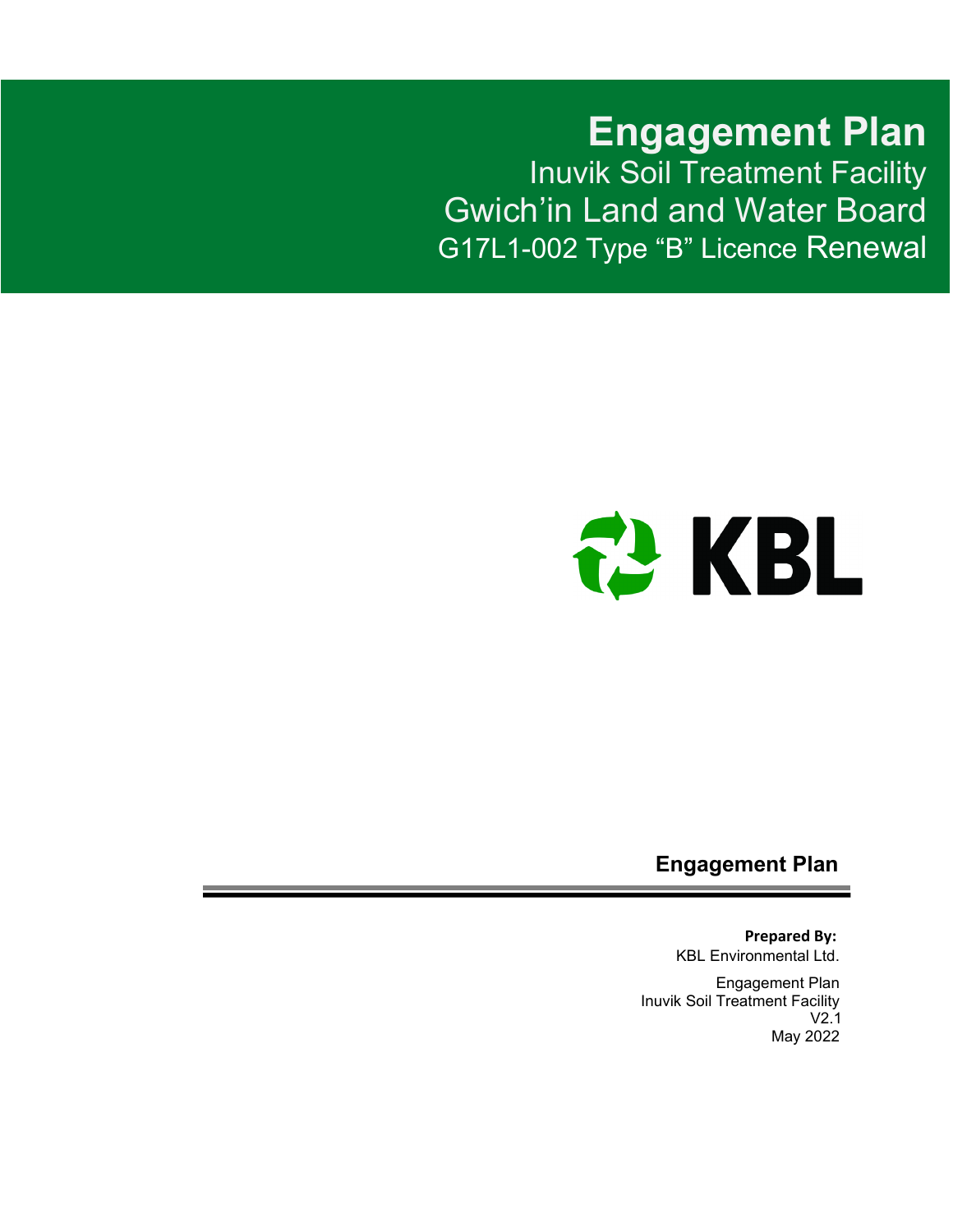# Engagement Plan

Inuvik Soil Treatment Facility

Gwich'in Land and Water Board

G17L1-002 Type "B" Licence Renewal

KBL

**Engagement Plan**

**Prepared By:**

KBL Environmental Ltd.

Engagement Plan

Inuvik Soil Treatment Facility

V2.1

May 2022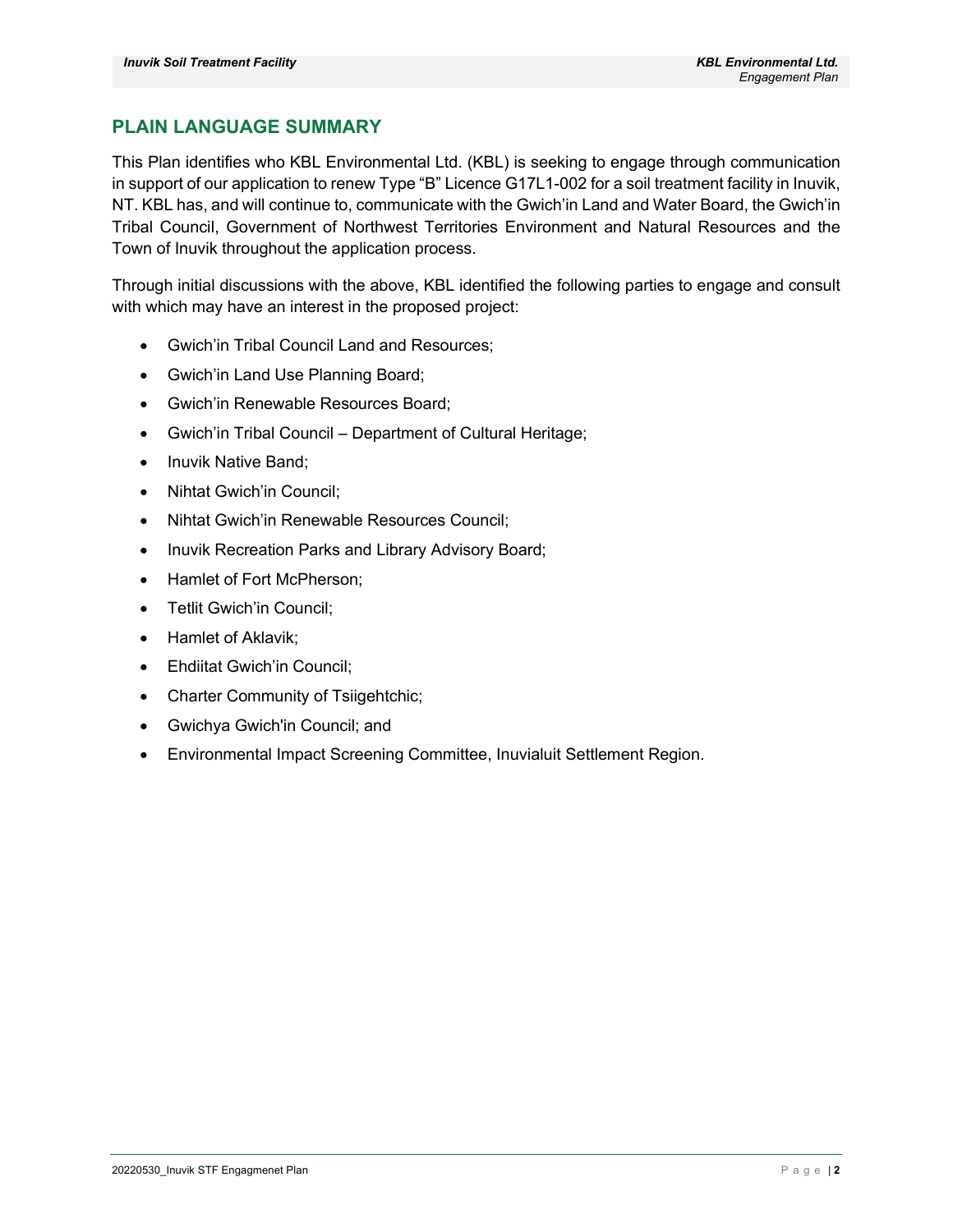## PLAIN LANGUAGE SUMMARY

This Plan identifies who KBL Environmental Ltd. (KBL) is seeking to engage through communication in support of our application to renew Type "B" Licence G17L1-002 for a soil treatment facility in Inuvik, NT. KBL has, and will continue to, communicate with the Gwich'in Land and Water Board, the Gwich'in Tribal Council, Government of Northwest Territories Environment and Natural Resources and the Town of Inuvik throughout the application process.

Through initial discussions with the above, KBL identified the following parties to engage and consult with which may have an interest in the proposed project:

- Gwich'in Tribal Council Land and Resources;
- Gwich'in Land Use Planning Board;
- Gwich'in Renewable Resources Board;
- Gwich'in Tribal Council – Department of Cultural Heritage;
- Inuvik Native Band;
- Nihtat Gwich'in Council;
- Nihtat Gwich'in Renewable Resources Council;
- Inuvik Recreation Parks and Library Advisory Board;
- Hamlet of Fort McPherson;
- Tetlit Gwich'in Council;
- Hamlet of Aklavik;
- Ehdiitat Gwich'in Council;
- Charter Community of Tsiigehtchic;
- Gwichya Gwich'in Council; and
- Environmental Impact Screening Committee, Inuvialuit Settlement Region.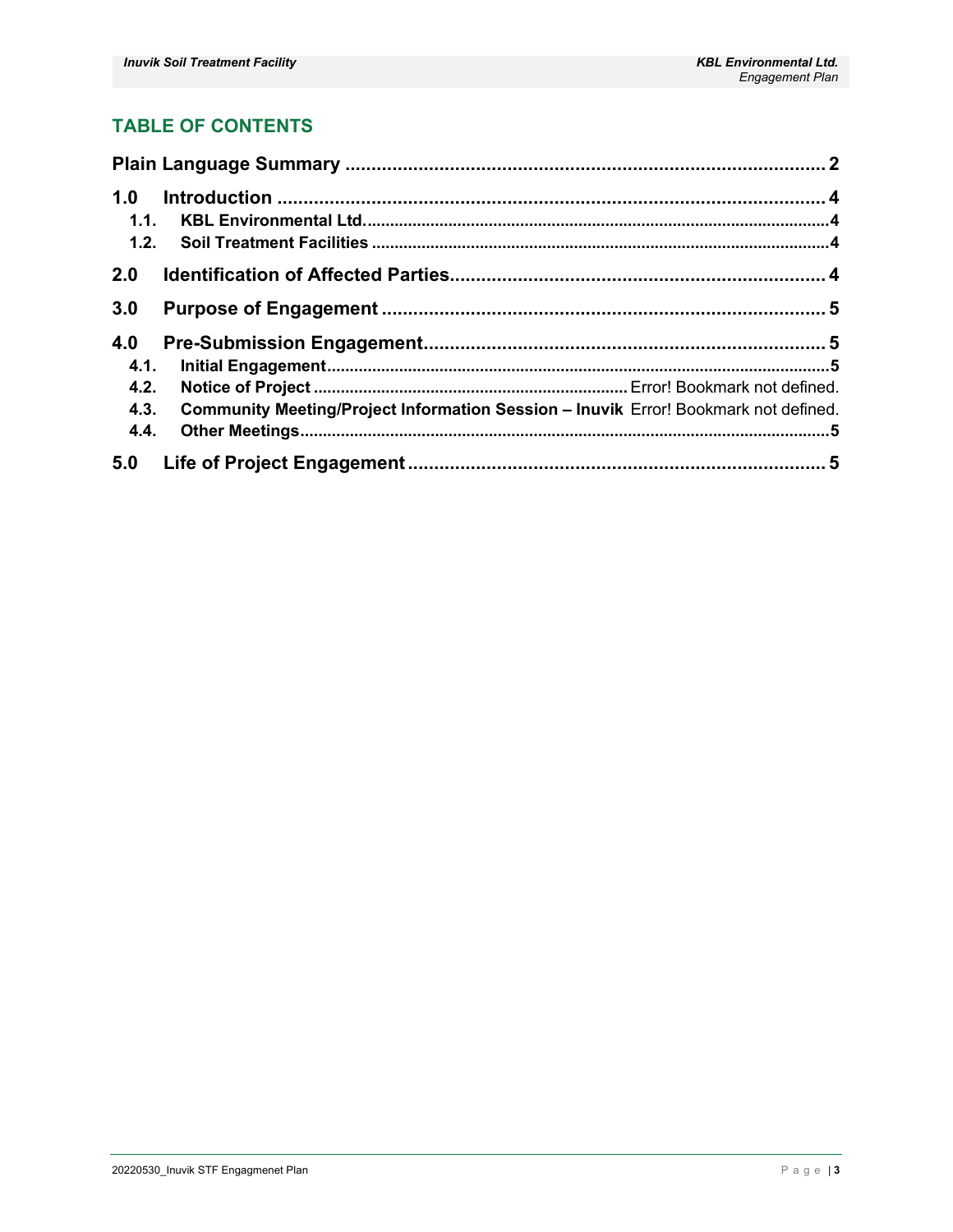## TABLE OF CONTENTS

**Plain Language Summary** .......... **2**

**1.0 Introduction** .......... **4**

- **1.1. KBL Environmental Ltd.** .......... **4**
- **1.2. Soil Treatment Facilities** .......... **4**

**2.0 Identification of Affected Parties** .......... **4**

**3.0 Purpose of Engagement** .......... **5**

**4.0 Pre-Submission Engagement** .......... **5**

- **4.1. Initial Engagement** .......... **5**
- **4.2. Notice of Project** .......... Error! Bookmark not defined.
- **4.3. Community Meeting/Project Information Session – Inuvik** Error! Bookmark not defined.
- **4.4. Other Meetings** .......... **5**

**5.0 Life of Project Engagement** .......... **5**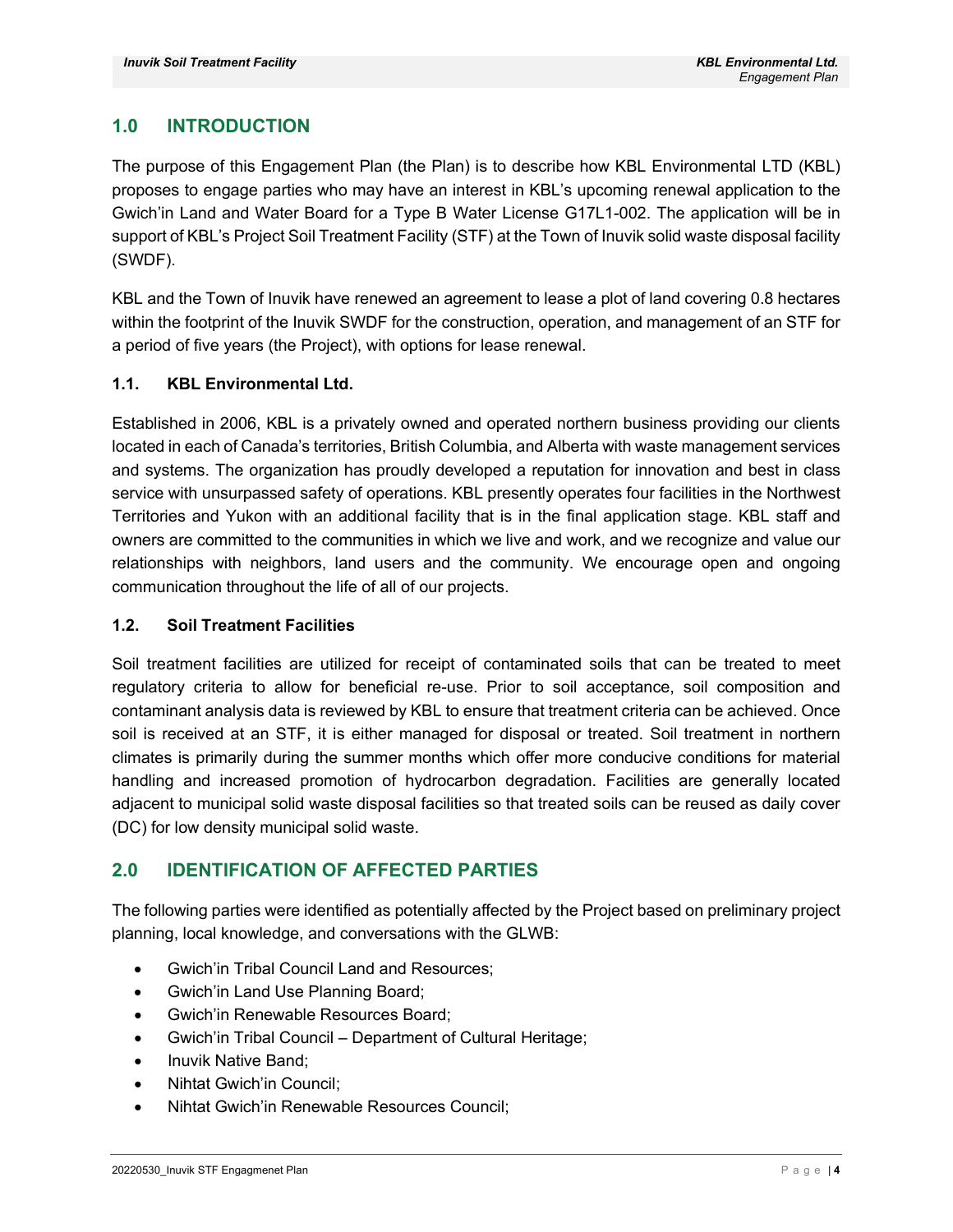## 1.0 INTRODUCTION

The purpose of this Engagement Plan (the Plan) is to describe how KBL Environmental LTD (KBL) proposes to engage parties who may have an interest in KBL's upcoming renewal application to the Gwich'in Land and Water Board for a Type B Water License G17L1-002. The application will be in support of KBL's Project Soil Treatment Facility (STF) at the Town of Inuvik solid waste disposal facility (SWDF).

KBL and the Town of Inuvik have renewed an agreement to lease a plot of land covering 0.8 hectares within the footprint of the Inuvik SWDF for the construction, operation, and management of an STF for a period of five years (the Project), with options for lease renewal.

### 1.1. KBL Environmental Ltd.

Established in 2006, KBL is a privately owned and operated northern business providing our clients located in each of Canada's territories, British Columbia, and Alberta with waste management services and systems. The organization has proudly developed a reputation for innovation and best in class service with unsurpassed safety of operations. KBL presently operates four facilities in the Northwest Territories and Yukon with an additional facility that is in the final application stage. KBL staff and owners are committed to the communities in which we live and work, and we recognize and value our relationships with neighbors, land users and the community. We encourage open and ongoing communication throughout the life of all of our projects.

### 1.2. Soil Treatment Facilities

Soil treatment facilities are utilized for receipt of contaminated soils that can be treated to meet regulatory criteria to allow for beneficial re-use. Prior to soil acceptance, soil composition and contaminant analysis data is reviewed by KBL to ensure that treatment criteria can be achieved. Once soil is received at an STF, it is either managed for disposal or treated. Soil treatment in northern climates is primarily during the summer months which offer more conducive conditions for material handling and increased promotion of hydrocarbon degradation. Facilities are generally located adjacent to municipal solid waste disposal facilities so that treated soils can be reused as daily cover (DC) for low density municipal solid waste.

## 2.0 IDENTIFICATION OF AFFECTED PARTIES

The following parties were identified as potentially affected by the Project based on preliminary project planning, local knowledge, and conversations with the GLWB:

- Gwich'in Tribal Council Land and Resources;
- Gwich'in Land Use Planning Board;
- Gwich'in Renewable Resources Board;
- Gwich'in Tribal Council – Department of Cultural Heritage;
- Inuvik Native Band;
- Nihtat Gwich'in Council;
- Nihtat Gwich'in Renewable Resources Council;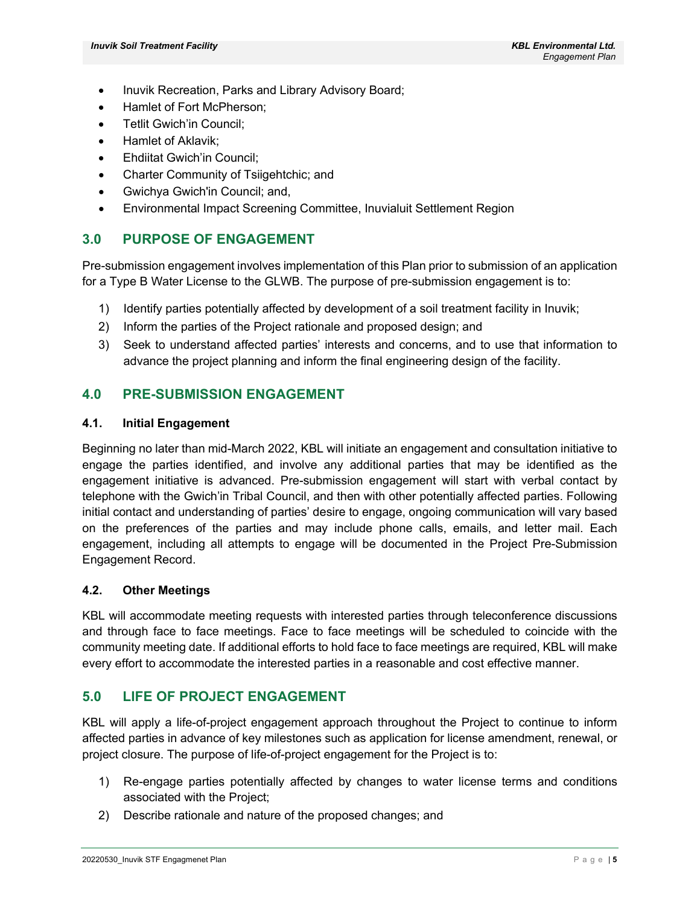- Inuvik Recreation, Parks and Library Advisory Board;
- Hamlet of Fort McPherson;
- Tetlit Gwich'in Council;
- Hamlet of Aklavik;
- Ehdiitat Gwich'in Council;
- Charter Community of Tsiigehtchic; and
- Gwichya Gwich'in Council; and,
- Environmental Impact Screening Committee, Inuvialuit Settlement Region

## 3.0 PURPOSE OF ENGAGEMENT

Pre-submission engagement involves implementation of this Plan prior to submission of an application for a Type B Water License to the GLWB. The purpose of pre-submission engagement is to:

1) Identify parties potentially affected by development of a soil treatment facility in Inuvik;
2) Inform the parties of the Project rationale and proposed design; and
3) Seek to understand affected parties' interests and concerns, and to use that information to advance the project planning and inform the final engineering design of the facility.

## 4.0 PRE-SUBMISSION ENGAGEMENT

### 4.1. Initial Engagement

Beginning no later than mid-March 2022, KBL will initiate an engagement and consultation initiative to engage the parties identified, and involve any additional parties that may be identified as the engagement initiative is advanced. Pre-submission engagement will start with verbal contact by telephone with the Gwich'in Tribal Council, and then with other potentially affected parties. Following initial contact and understanding of parties' desire to engage, ongoing communication will vary based on the preferences of the parties and may include phone calls, emails, and letter mail. Each engagement, including all attempts to engage will be documented in the Project Pre-Submission Engagement Record.

### 4.2. Other Meetings

KBL will accommodate meeting requests with interested parties through teleconference discussions and through face to face meetings. Face to face meetings will be scheduled to coincide with the community meeting date. If additional efforts to hold face to face meetings are required, KBL will make every effort to accommodate the interested parties in a reasonable and cost effective manner.

## 5.0 LIFE OF PROJECT ENGAGEMENT

KBL will apply a life-of-project engagement approach throughout the Project to continue to inform affected parties in advance of key milestones such as application for license amendment, renewal, or project closure. The purpose of life-of-project engagement for the Project is to:

1) Re-engage parties potentially affected by changes to water license terms and conditions associated with the Project;
2) Describe rationale and nature of the proposed changes; and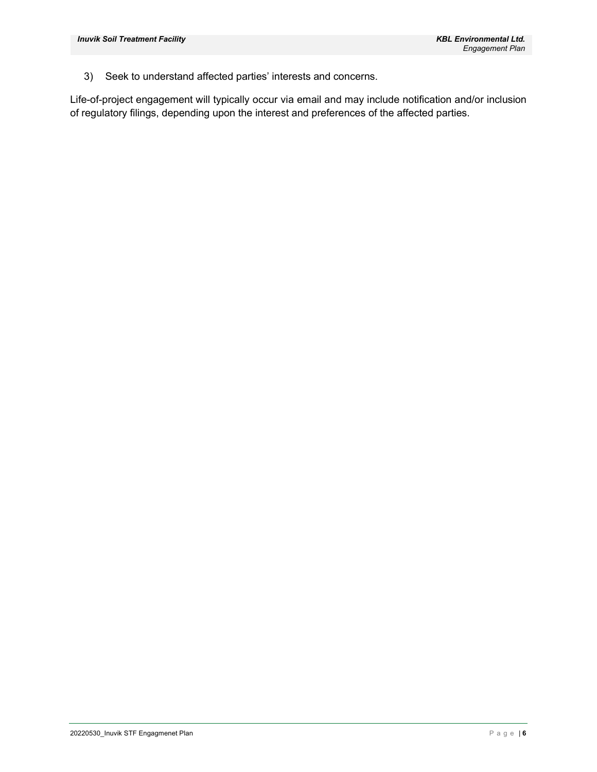3) Seek to understand affected parties' interests and concerns.

Life-of-project engagement will typically occur via email and may include notification and/or inclusion of regulatory filings, depending upon the interest and preferences of the affected parties.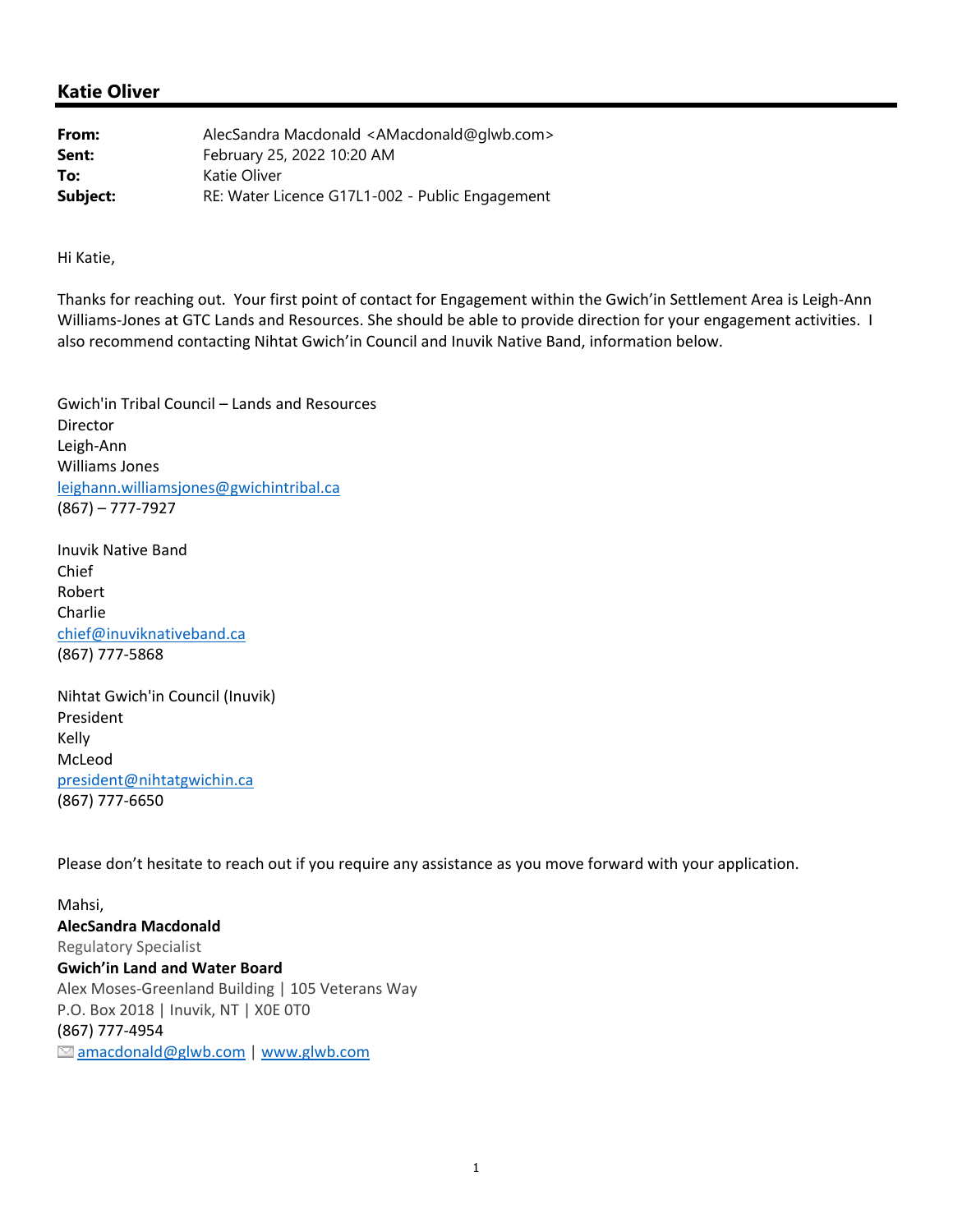## Katie Oliver

**From:** AlecSandra Macdonald <AMacdonald@glwb.com>
**Sent:** February 25, 2022 10:20 AM
**To:** Katie Oliver
**Subject:** RE: Water Licence G17L1-002 - Public Engagement

Hi Katie,

Thanks for reaching out. Your first point of contact for Engagement within the Gwich'in Settlement Area is Leigh-Ann Williams-Jones at GTC Lands and Resources. She should be able to provide direction for your engagement activities. I also recommend contacting Nihtat Gwich'in Council and Inuvik Native Band, information below.

Gwich'in Tribal Council – Lands and Resources
Director
Leigh-Ann
Williams Jones
leighann.williamsjones@gwichintribal.ca
(867) – 777-7927

Inuvik Native Band
Chief
Robert
Charlie
chief@inuviknativeband.ca
(867) 777-5868

Nihtat Gwich'in Council (Inuvik)
President
Kelly
McLeod
president@nihtatgwichin.ca
(867) 777-6650

Please don't hesitate to reach out if you require any assistance as you move forward with your application.

Mahsi,
**AlecSandra Macdonald**
Regulatory Specialist
**Gwich'in Land and Water Board**
Alex Moses-Greenland Building | 105 Veterans Way
P.O. Box 2018 | Inuvik, NT | X0E 0T0
(867) 777-4954
amacdonald@glwb.com | www.glwb.com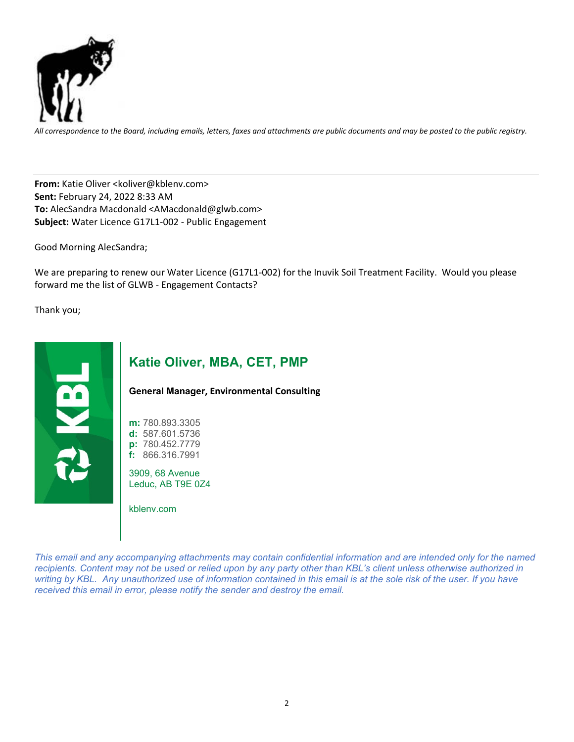*All correspondence to the Board, including emails, letters, faxes and attachments are public documents and may be posted to the public registry.*

---

**From:** Katie Oliver <koliver@kblenv.com>
**Sent:** February 24, 2022 8:33 AM
**To:** AlecSandra Macdonald <AMacdonald@glwb.com>
**Subject:** Water Licence G17L1-002 - Public Engagement

Good Morning AlecSandra;

We are preparing to renew our Water Licence (G17L1-002) for the Inuvik Soil Treatment Facility. Would you please forward me the list of GLWB - Engagement Contacts?

Thank you;

KBL

**Katie Oliver, MBA, CET, PMP**

**General Manager, Environmental Consulting**

**m:** 780.893.3305
**d:** 587.601.5736
**p:** 780.452.7779
**f:** 866.316.7991

3909, 68 Avenue
Leduc, AB T9E 0Z4

kblenv.com

*This email and any accompanying attachments may contain confidential information and are intended only for the named recipients. Content may not be used or relied upon by any party other than KBL's client unless otherwise authorized in writing by KBL. Any unauthorized use of information contained in this email is at the sole risk of the user. If you have received this email in error, please notify the sender and destroy the email.*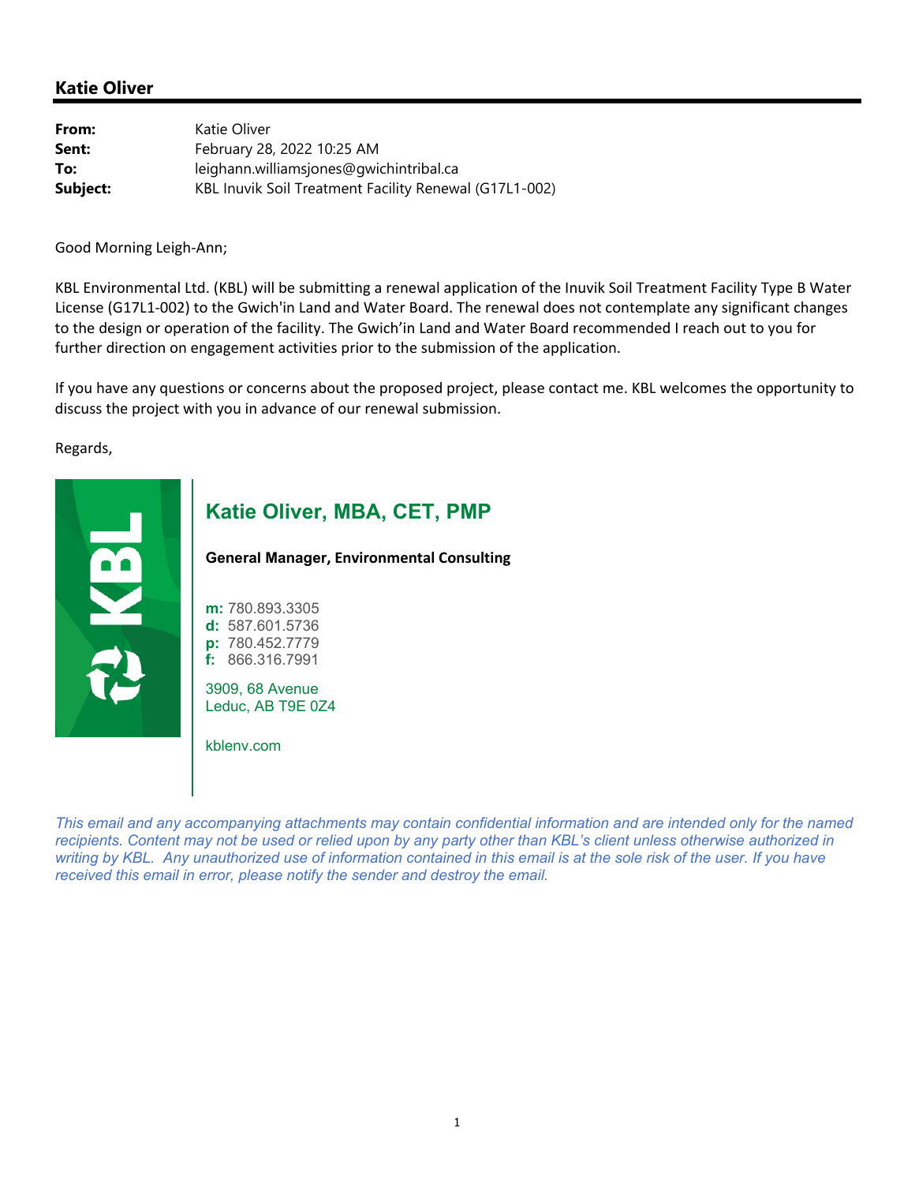## Katie Oliver

| | |
|---|---|
| **From:** | Katie Oliver |
| **Sent:** | February 28, 2022 10:25 AM |
| **To:** | leighann.williamsjones@gwichintribal.ca |
| **Subject:** | KBL Inuvik Soil Treatment Facility Renewal (G17L1-002) |

Good Morning Leigh-Ann;

KBL Environmental Ltd. (KBL) will be submitting a renewal application of the Inuvik Soil Treatment Facility Type B Water License (G17L1-002) to the Gwich'in Land and Water Board. The renewal does not contemplate any significant changes to the design or operation of the facility. The Gwich'in Land and Water Board recommended I reach out to you for further direction on engagement activities prior to the submission of the application.

If you have any questions or concerns about the proposed project, please contact me. KBL welcomes the opportunity to discuss the project with you in advance of our renewal submission.

Regards,

KBL

**Katie Oliver, MBA, CET, PMP**

**General Manager, Environmental Consulting**

**m:** 780.893.3305
**d:** 587.601.5736
**p:** 780.452.7779
**f:** 866.316.7991

3909, 68 Avenue
Leduc, AB T9E 0Z4

kblenv.com

*This email and any accompanying attachments may contain confidential information and are intended only for the named recipients. Content may not be used or relied upon by any party other than KBL's client unless otherwise authorized in writing by KBL. Any unauthorized use of information contained in this email is at the sole risk of the user. If you have received this email in error, please notify the sender and destroy the email.*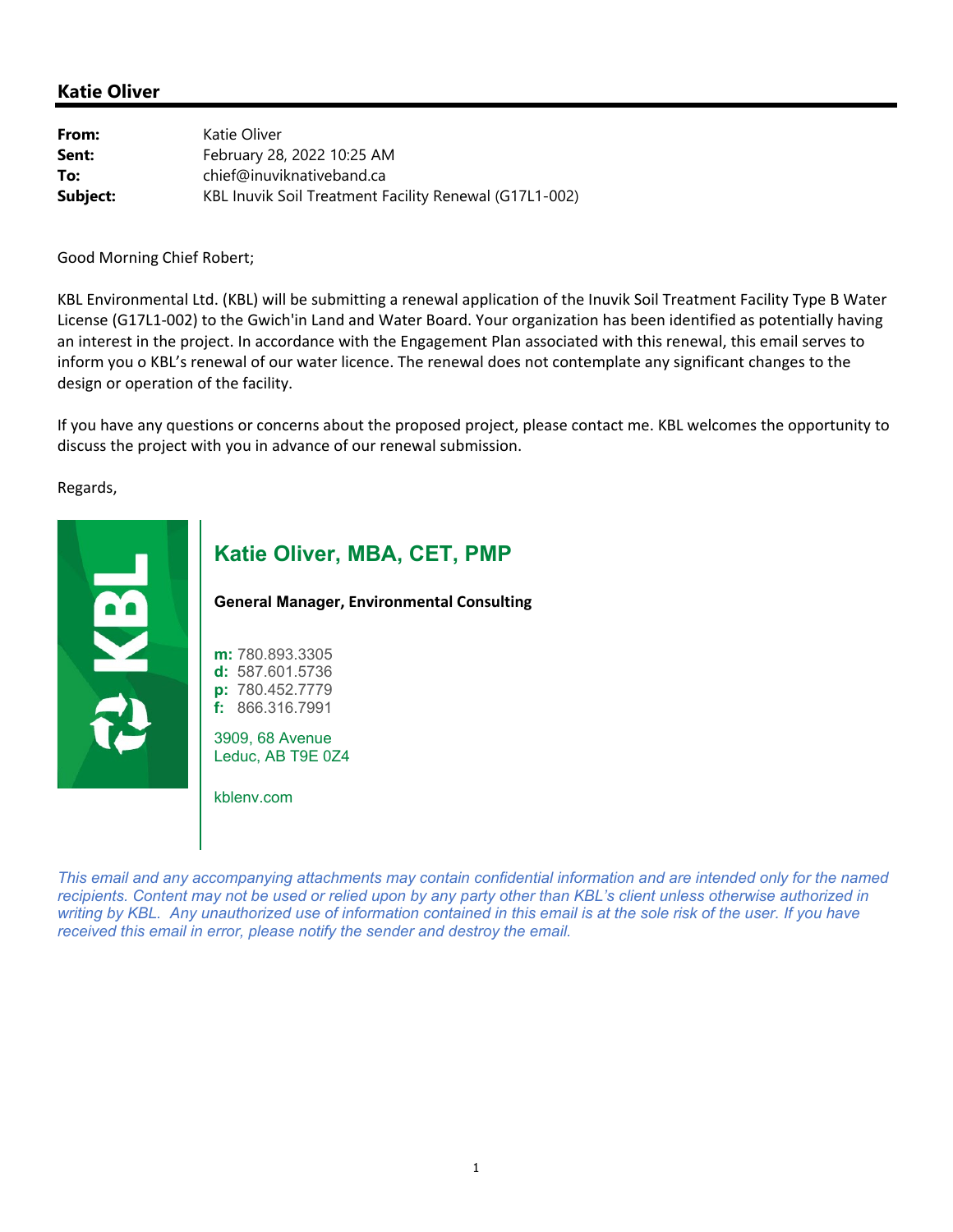## Katie Oliver

**From:** Katie Oliver
**Sent:** February 28, 2022 10:25 AM
**To:** chief@inuviknativeband.ca
**Subject:** KBL Inuvik Soil Treatment Facility Renewal (G17L1-002)

Good Morning Chief Robert;

KBL Environmental Ltd. (KBL) will be submitting a renewal application of the Inuvik Soil Treatment Facility Type B Water License (G17L1-002) to the Gwich'in Land and Water Board. Your organization has been identified as potentially having an interest in the project. In accordance with the Engagement Plan associated with this renewal, this email serves to inform you o KBL's renewal of our water licence. The renewal does not contemplate any significant changes to the design or operation of the facility.

If you have any questions or concerns about the proposed project, please contact me. KBL welcomes the opportunity to discuss the project with you in advance of our renewal submission.

Regards,

KBL

**Katie Oliver, MBA, CET, PMP**

**General Manager, Environmental Consulting**

**m:** 780.893.3305
**d:** 587.601.5736
**p:** 780.452.7779
**f:** 866.316.7991

3909, 68 Avenue
Leduc, AB T9E 0Z4

kblenv.com

*This email and any accompanying attachments may contain confidential information and are intended only for the named recipients. Content may not be used or relied upon by any party other than KBL's client unless otherwise authorized in writing by KBL. Any unauthorized use of information contained in this email is at the sole risk of the user. If you have received this email in error, please notify the sender and destroy the email.*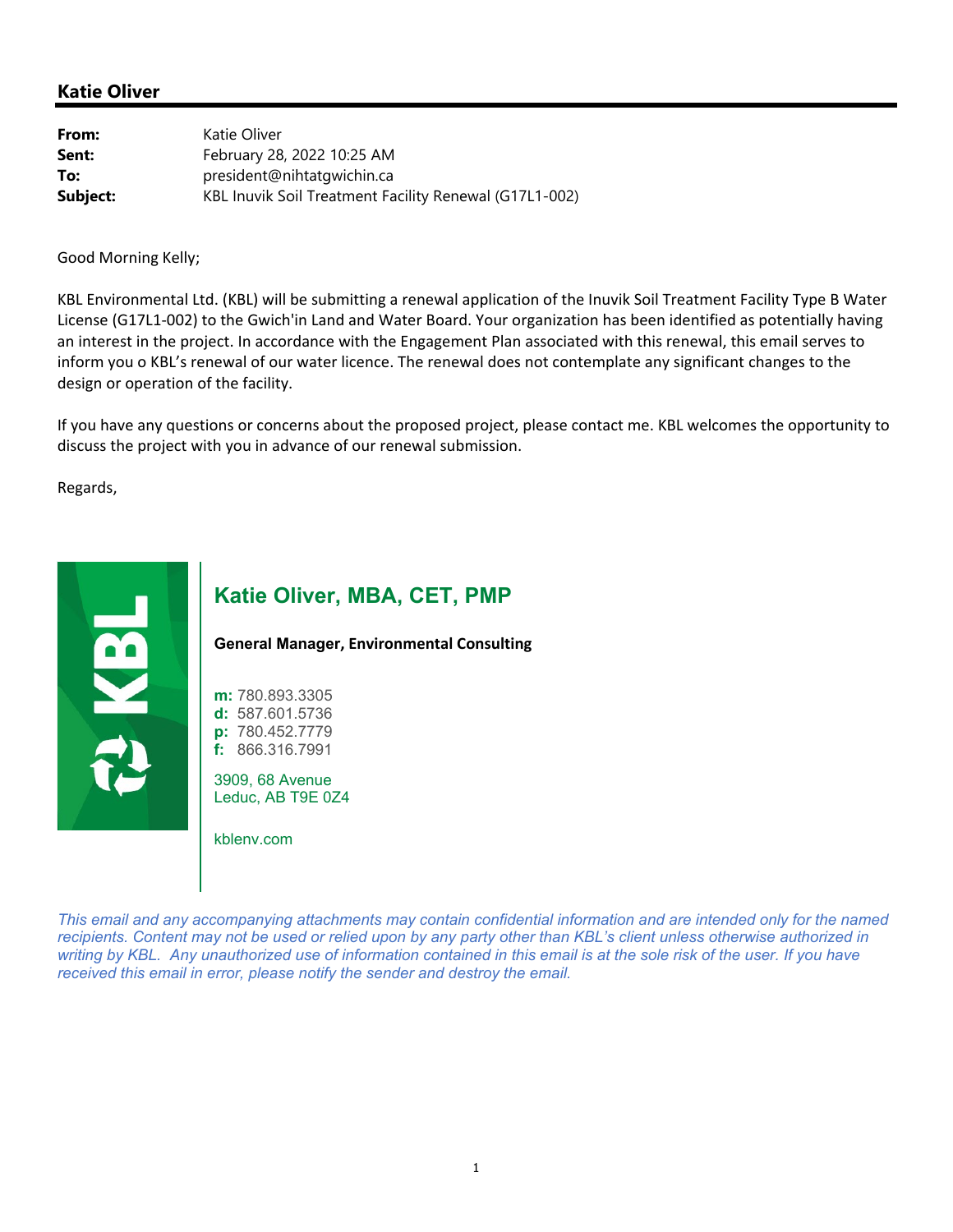## Katie Oliver

**From:** Katie Oliver
**Sent:** February 28, 2022 10:25 AM
**To:** president@nihtatgwichin.ca
**Subject:** KBL Inuvik Soil Treatment Facility Renewal (G17L1-002)

Good Morning Kelly;

KBL Environmental Ltd. (KBL) will be submitting a renewal application of the Inuvik Soil Treatment Facility Type B Water License (G17L1-002) to the Gwich'in Land and Water Board. Your organization has been identified as potentially having an interest in the project. In accordance with the Engagement Plan associated with this renewal, this email serves to inform you o KBL's renewal of our water licence. The renewal does not contemplate any significant changes to the design or operation of the facility.

If you have any questions or concerns about the proposed project, please contact me. KBL welcomes the opportunity to discuss the project with you in advance of our renewal submission.

Regards,

**Katie Oliver, MBA, CET, PMP**

**General Manager, Environmental Consulting**

**m:** 780.893.3305
**d:** 587.601.5736
**p:** 780.452.7779
**f:** 866.316.7991

3909, 68 Avenue
Leduc, AB T9E 0Z4

kblenv.com

*This email and any accompanying attachments may contain confidential information and are intended only for the named recipients. Content may not be used or relied upon by any party other than KBL's client unless otherwise authorized in writing by KBL. Any unauthorized use of information contained in this email is at the sole risk of the user. If you have received this email in error, please notify the sender and destroy the email.*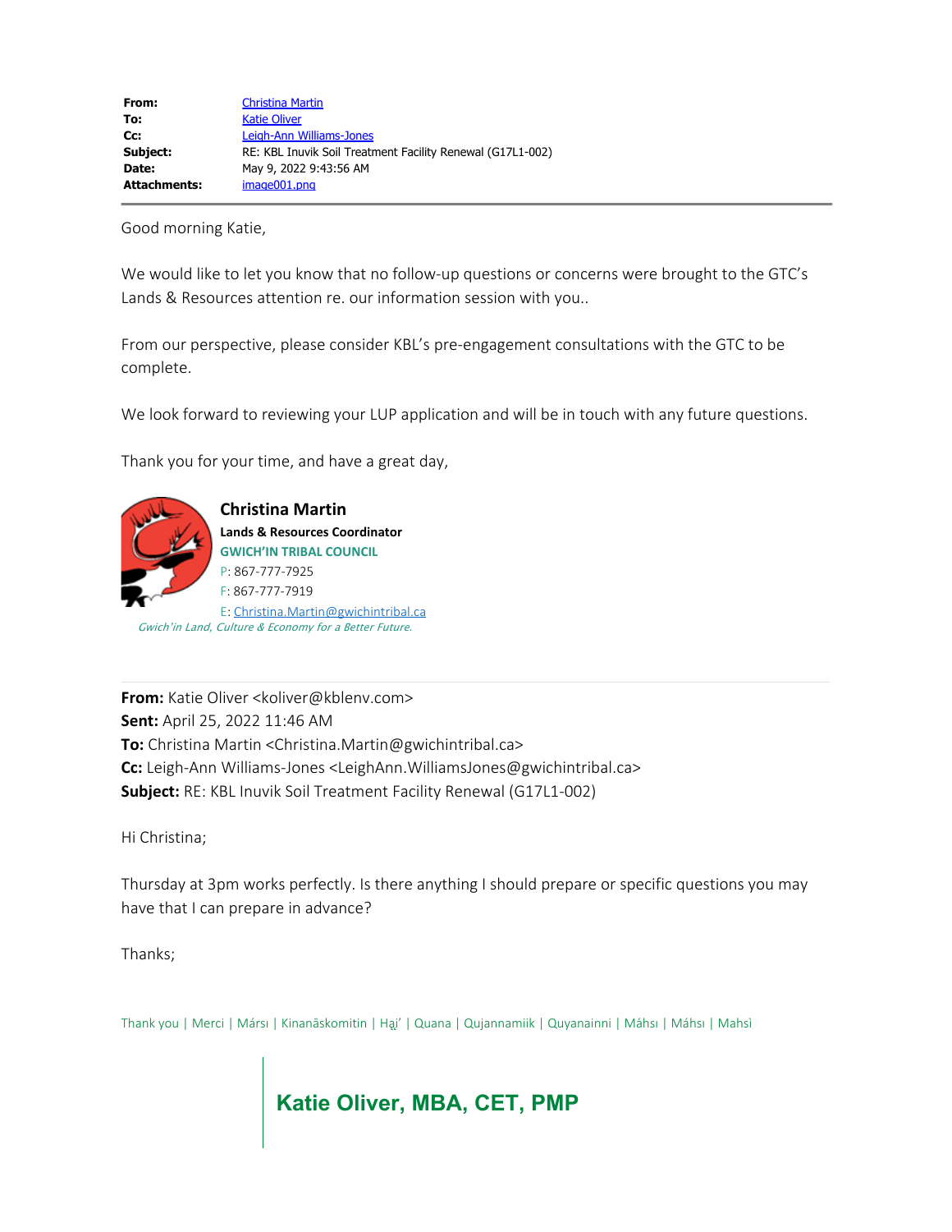| | |
|---|---|
| **From:** | Christina Martin |
| **To:** | Katie Oliver |
| **Cc:** | Leigh-Ann Williams-Jones |
| **Subject:** | RE: KBL Inuvik Soil Treatment Facility Renewal (G17L1-002) |
| **Date:** | May 9, 2022 9:43:56 AM |
| **Attachments:** | image001.png |

Good morning Katie,

We would like to let you know that no follow-up questions or concerns were brought to the GTC's Lands & Resources attention re. our information session with you..

From our perspective, please consider KBL's pre-engagement consultations with the GTC to be complete.

We look forward to reviewing your LUP application and will be in touch with any future questions.

Thank you for your time, and have a great day,

**Christina Martin**
**Lands & Resources Coordinator**
**GWICH'IN TRIBAL COUNCIL**
P: 867-777-7925
F: 867-777-7919
E: Christina.Martin@gwichintribal.ca
*Gwich'in Land, Culture & Economy for a Better Future.*

---

**From:** Katie Oliver <koliver@kblenv.com>
**Sent:** April 25, 2022 11:46 AM
**To:** Christina Martin <Christina.Martin@gwichintribal.ca>
**Cc:** Leigh-Ann Williams-Jones <LeighAnn.WilliamsJones@gwichintribal.ca>
**Subject:** RE: KBL Inuvik Soil Treatment Facility Renewal (G17L1-002)

Hi Christina;

Thursday at 3pm works perfectly. Is there anything I should prepare or specific questions you may have that I can prepare in advance?

Thanks;

Thank you | Merci | Mársı | Kinanāskomitin | Hąį' | Quana | Qujannamiik | Quyanainni | Máhsı | Máhsı | Mahsì

**Katie Oliver, MBA, CET, PMP**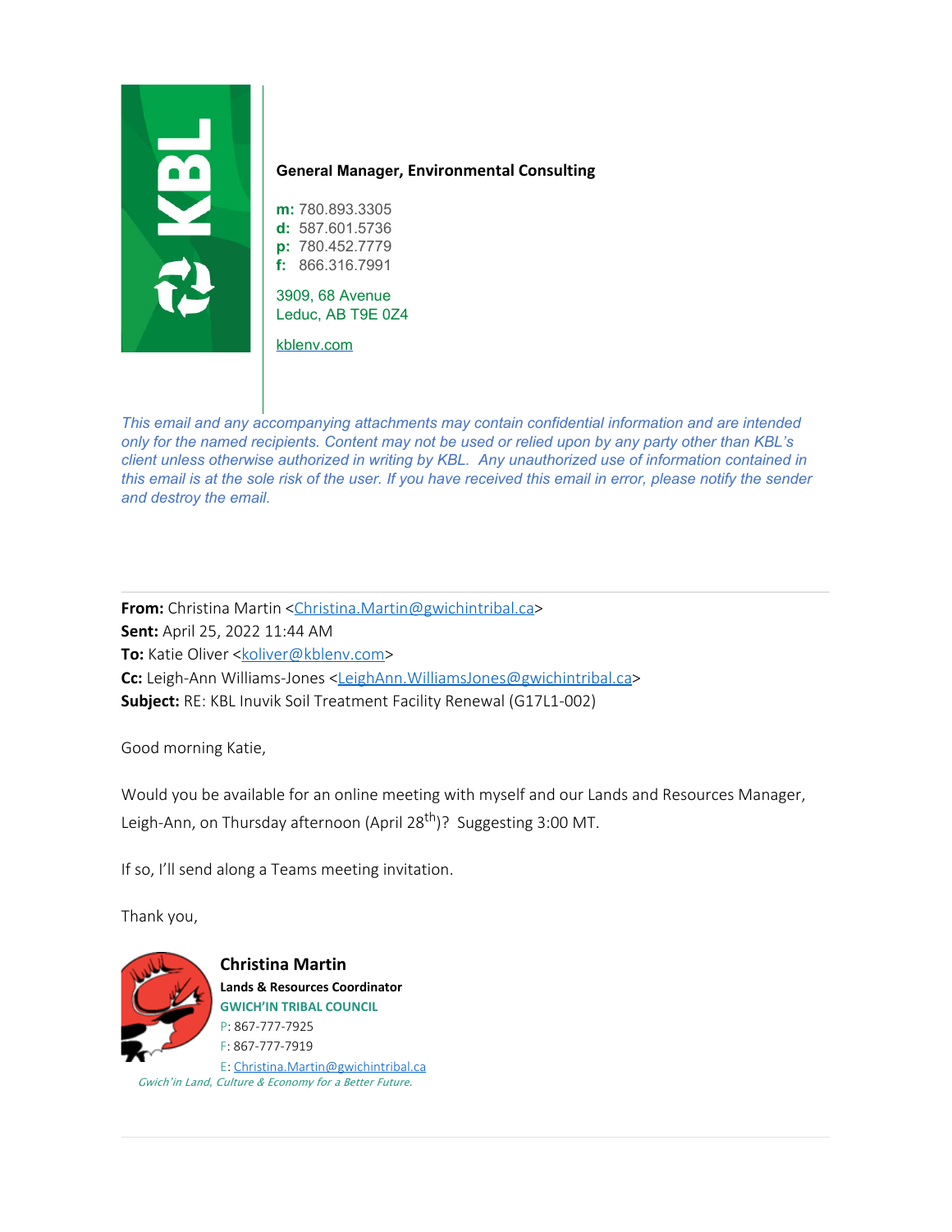**General Manager, Environmental Consulting**

**m:** 780.893.3305
**d:** 587.601.5736
**p:** 780.452.7779
**f:** 866.316.7991

3909, 68 Avenue
Leduc, AB T9E 0Z4

kblenv.com

*This email and any accompanying attachments may contain confidential information and are intended only for the named recipients. Content may not be used or relied upon by any party other than KBL's client unless otherwise authorized in writing by KBL. Any unauthorized use of information contained in this email is at the sole risk of the user. If you have received this email in error, please notify the sender and destroy the email.*

---

**From:** Christina Martin <Christina.Martin@gwichintribal.ca>
**Sent:** April 25, 2022 11:44 AM
**To:** Katie Oliver <koliver@kblenv.com>
**Cc:** Leigh-Ann Williams-Jones <LeighAnn.WilliamsJones@gwichintribal.ca>
**Subject:** RE: KBL Inuvik Soil Treatment Facility Renewal (G17L1-002)

Good morning Katie,

Would you be available for an online meeting with myself and our Lands and Resources Manager, Leigh-Ann, on Thursday afternoon (April 28th)? Suggesting 3:00 MT.

If so, I'll send along a Teams meeting invitation.

Thank you,

**Christina Martin**
**Lands & Resources Coordinator**
**GWICH'IN TRIBAL COUNCIL**
P: 867-777-7925
F: 867-777-7919
E: Christina.Martin@gwichintribal.ca
*Gwich'in Land, Culture & Economy for a Better Future.*

---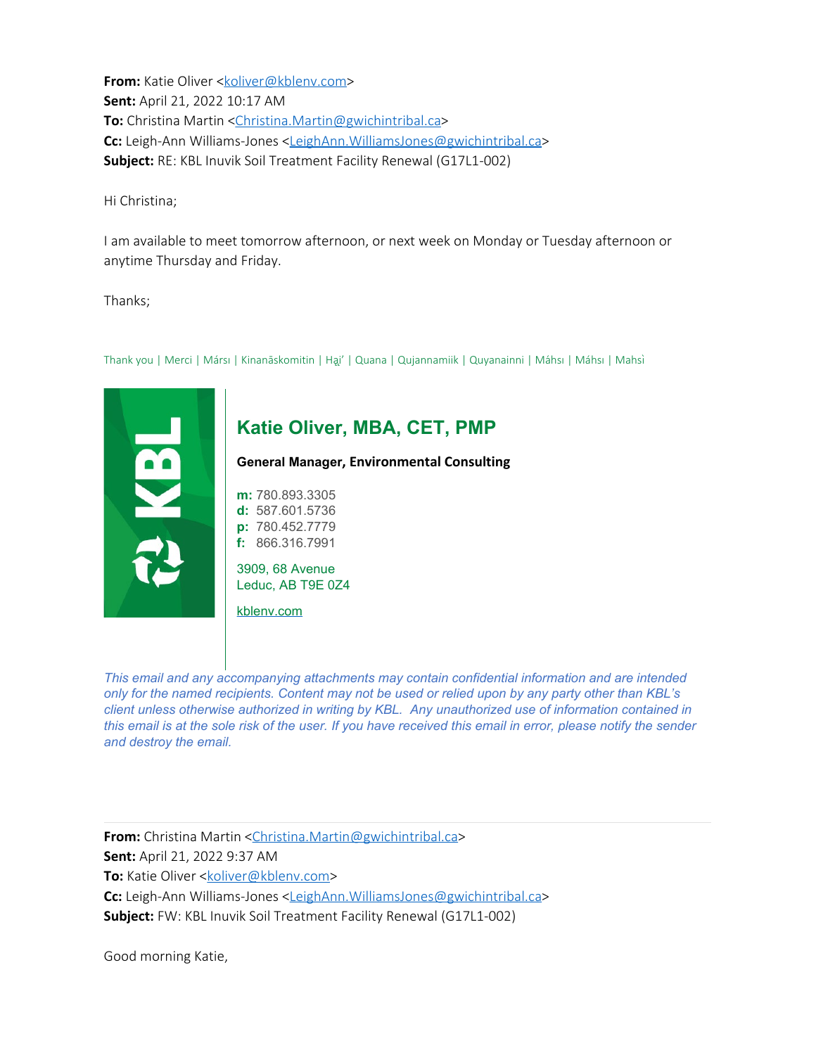**From:** Katie Oliver <koliver@kblenv.com>
**Sent:** April 21, 2022 10:17 AM
**To:** Christina Martin <Christina.Martin@gwichintribal.ca>
**Cc:** Leigh-Ann Williams-Jones <LeighAnn.WilliamsJones@gwichintribal.ca>
**Subject:** RE: KBL Inuvik Soil Treatment Facility Renewal (G17L1-002)

Hi Christina;

I am available to meet tomorrow afternoon, or next week on Monday or Tuesday afternoon or anytime Thursday and Friday.

Thanks;

Thank you | Merci | Mársı | Kinanāskomitin | Hąį' | Quana | Qujannamiik | Quyanainni | Máhsı | Máhsı | Mahsì

KBL

**Katie Oliver, MBA, CET, PMP**

**General Manager, Environmental Consulting**

**m:** 780.893.3305
**d:** 587.601.5736
**p:** 780.452.7779
**f:** 866.316.7991

3909, 68 Avenue
Leduc, AB T9E 0Z4

kblenv.com

*This email and any accompanying attachments may contain confidential information and are intended only for the named recipients. Content may not be used or relied upon by any party other than KBL's client unless otherwise authorized in writing by KBL. Any unauthorized use of information contained in this email is at the sole risk of the user. If you have received this email in error, please notify the sender and destroy the email.*

---

**From:** Christina Martin <Christina.Martin@gwichintribal.ca>
**Sent:** April 21, 2022 9:37 AM
**To:** Katie Oliver <koliver@kblenv.com>
**Cc:** Leigh-Ann Williams-Jones <LeighAnn.WilliamsJones@gwichintribal.ca>
**Subject:** FW: KBL Inuvik Soil Treatment Facility Renewal (G17L1-002)

Good morning Katie,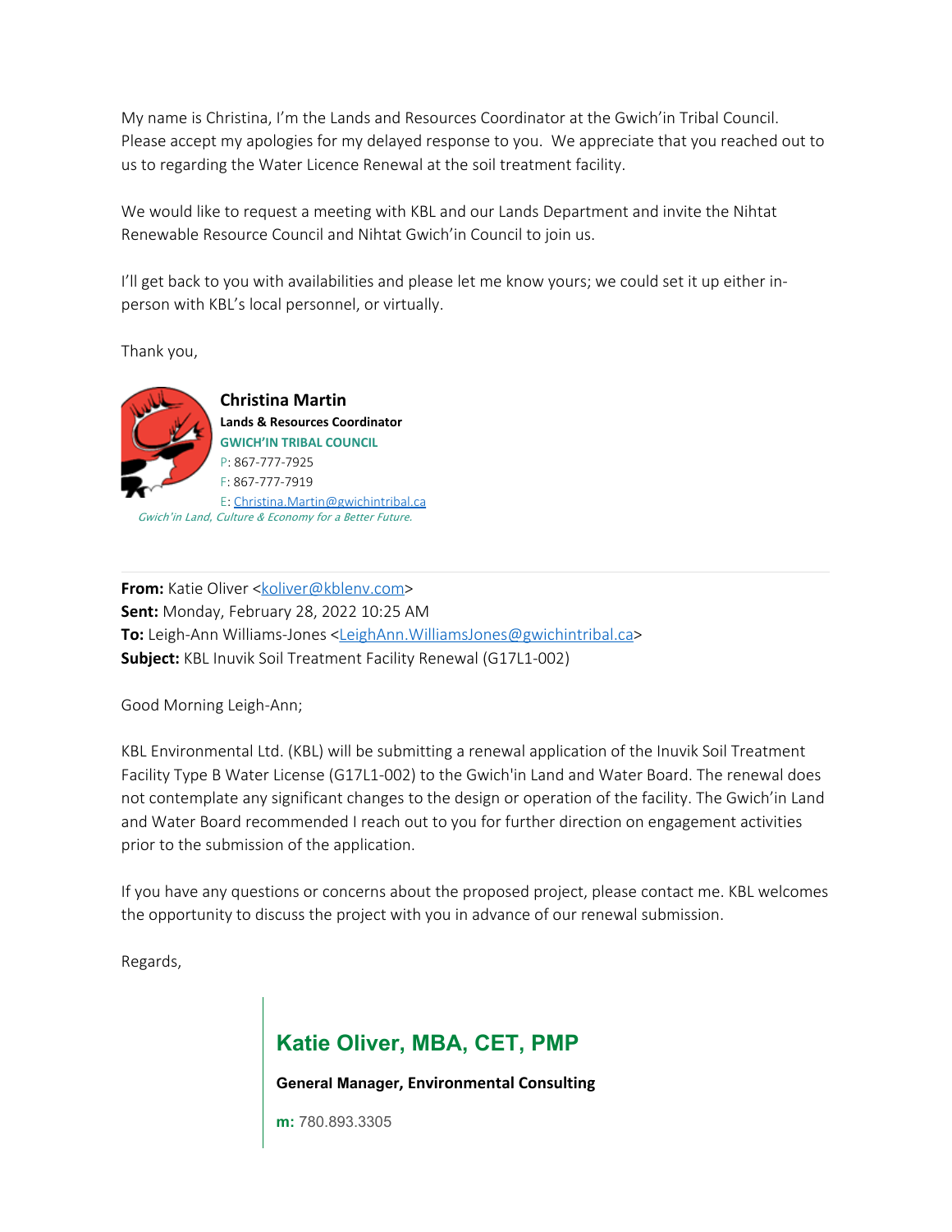My name is Christina, I'm the Lands and Resources Coordinator at the Gwich'in Tribal Council. Please accept my apologies for my delayed response to you. We appreciate that you reached out to us to regarding the Water Licence Renewal at the soil treatment facility.

We would like to request a meeting with KBL and our Lands Department and invite the Nihtat Renewable Resource Council and Nihtat Gwich'in Council to join us.

I'll get back to you with availabilities and please let me know yours; we could set it up either in-person with KBL's local personnel, or virtually.

Thank you,

**Christina Martin**
**Lands & Resources Coordinator**
**GWICH'IN TRIBAL COUNCIL**
P: 867-777-7925
F: 867-777-7919
E: Christina.Martin@gwichintribal.ca
*Gwich'in Land, Culture & Economy for a Better Future.*

---

**From:** Katie Oliver <koliver@kblenv.com>
**Sent:** Monday, February 28, 2022 10:25 AM
**To:** Leigh-Ann Williams-Jones <LeighAnn.WilliamsJones@gwichintribal.ca>
**Subject:** KBL Inuvik Soil Treatment Facility Renewal (G17L1-002)

Good Morning Leigh-Ann;

KBL Environmental Ltd. (KBL) will be submitting a renewal application of the Inuvik Soil Treatment Facility Type B Water License (G17L1-002) to the Gwich'in Land and Water Board. The renewal does not contemplate any significant changes to the design or operation of the facility. The Gwich'in Land and Water Board recommended I reach out to you for further direction on engagement activities prior to the submission of the application.

If you have any questions or concerns about the proposed project, please contact me. KBL welcomes the opportunity to discuss the project with you in advance of our renewal submission.

Regards,

**Katie Oliver, MBA, CET, PMP**

**General Manager, Environmental Consulting**

**m:** 780.893.3305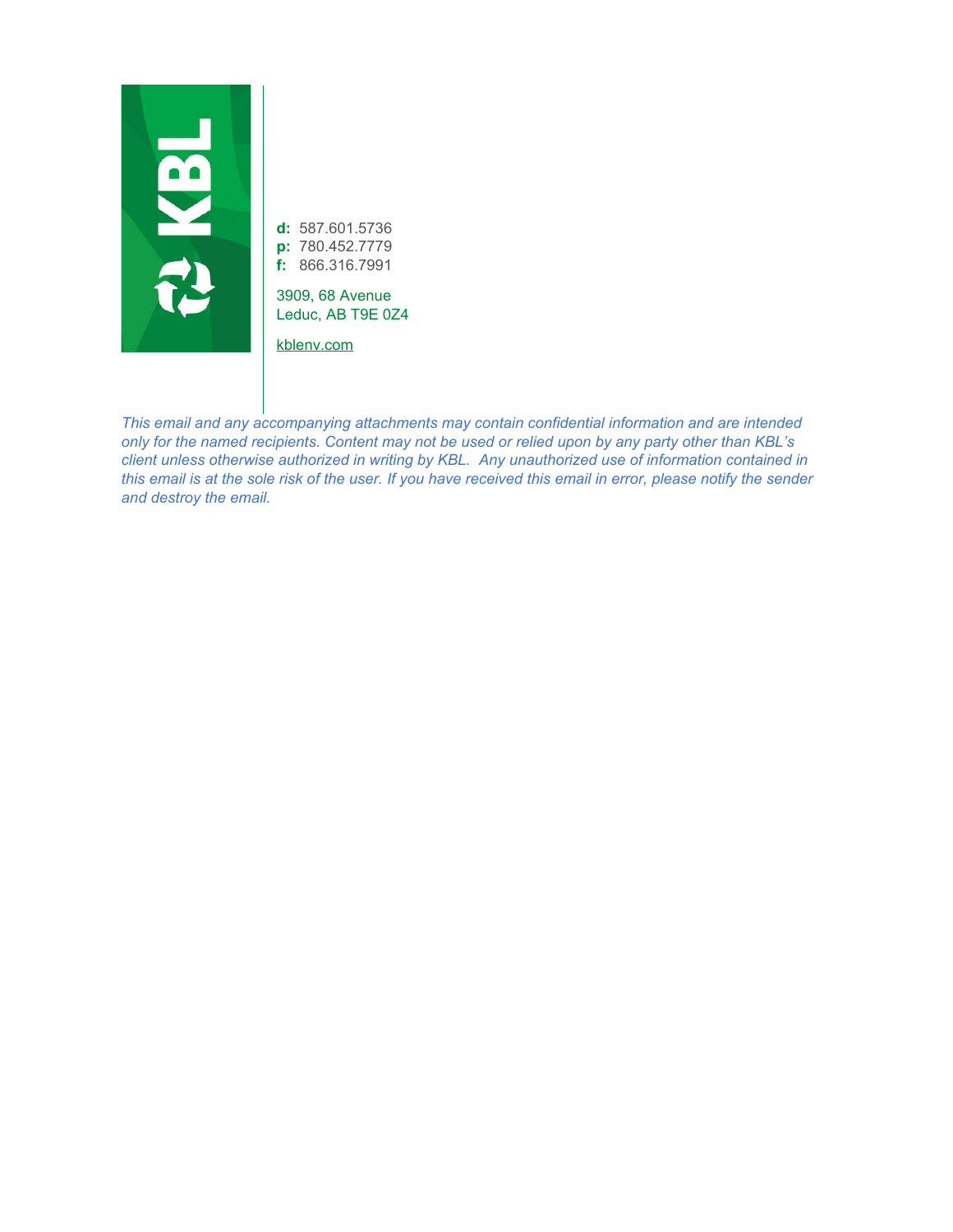KBL

**d:** 587.601.5736
**p:** 780.452.7779
**f:** 866.316.7991

3909, 68 Avenue
Leduc, AB T9E 0Z4

kblenv.com

*This email and any accompanying attachments may contain confidential information and are intended only for the named recipients. Content may not be used or relied upon by any party other than KBL's client unless otherwise authorized in writing by KBL.  Any unauthorized use of information contained in this email is at the sole risk of the user. If you have received this email in error, please notify the sender and destroy the email.*